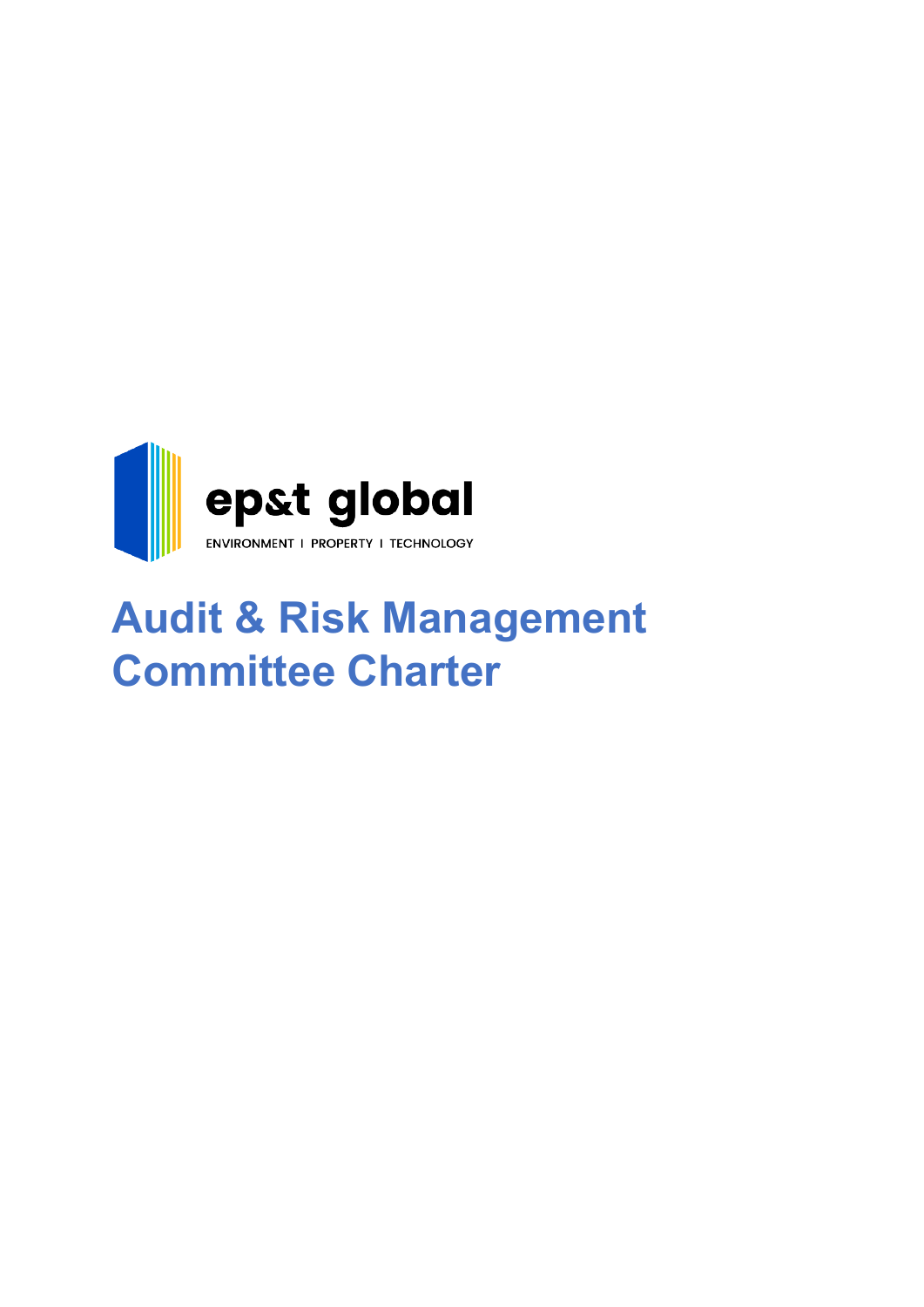ep&t global

ENVIRONMENT I PROPERTY I TECHNOLOGY

# Audit & Risk Management Committee Charter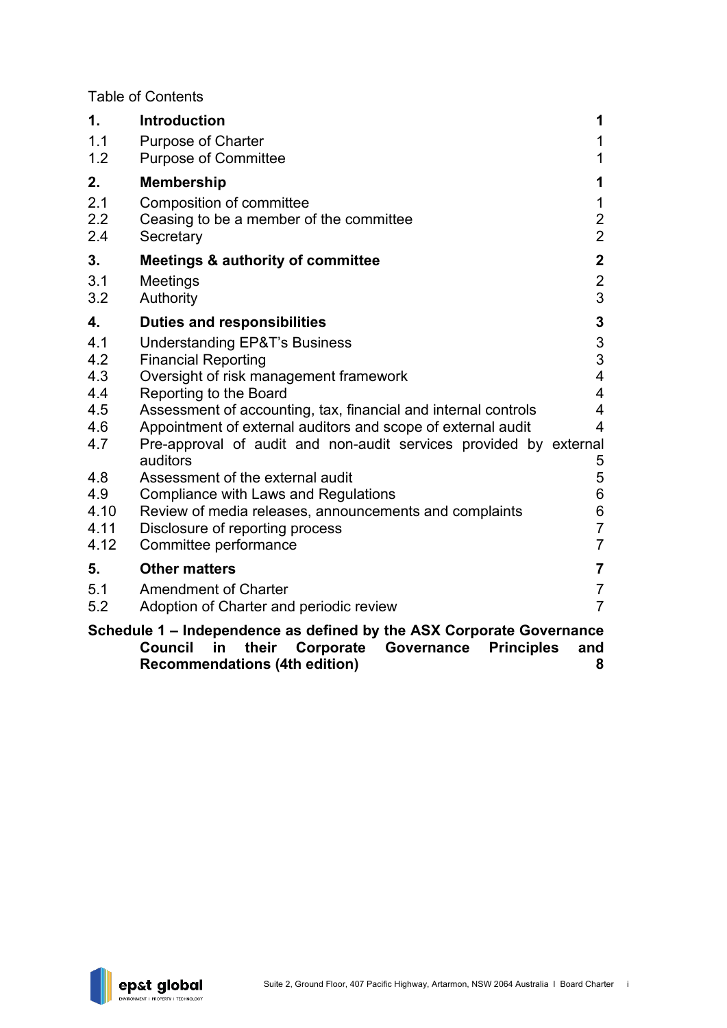Table of Contents

| | | |
|---|---|---|
| **1.** | **Introduction** | **1** |
| 1.1 | Purpose of Charter | 1 |
| 1.2 | Purpose of Committee | 1 |
| **2.** | **Membership** | **1** |
| 2.1 | Composition of committee | 1 |
| 2.2 | Ceasing to be a member of the committee | 2 |
| 2.4 | Secretary | 2 |
| **3.** | **Meetings & authority of committee** | **2** |
| 3.1 | Meetings | 2 |
| 3.2 | Authority | 3 |
| **4.** | **Duties and responsibilities** | **3** |
| 4.1 | Understanding EP&T's Business | 3 |
| 4.2 | Financial Reporting | 3 |
| 4.3 | Oversight of risk management framework | 4 |
| 4.4 | Reporting to the Board | 4 |
| 4.5 | Assessment of accounting, tax, financial and internal controls | 4 |
| 4.6 | Appointment of external auditors and scope of external audit | 4 |
| 4.7 | Pre-approval of audit and non-audit services provided by external auditors | 5 |
| 4.8 | Assessment of the external audit | 5 |
| 4.9 | Compliance with Laws and Regulations | 6 |
| 4.10 | Review of media releases, announcements and complaints | 6 |
| 4.11 | Disclosure of reporting process | 7 |
| 4.12 | Committee performance | 7 |
| **5.** | **Other matters** | **7** |
| 5.1 | Amendment of Charter | 7 |
| 5.2 | Adoption of Charter and periodic review | 7 |
| | **Schedule 1 – Independence as defined by the ASX Corporate Governance Council in their Corporate Governance Principles and Recommendations (4th edition)** | **8** |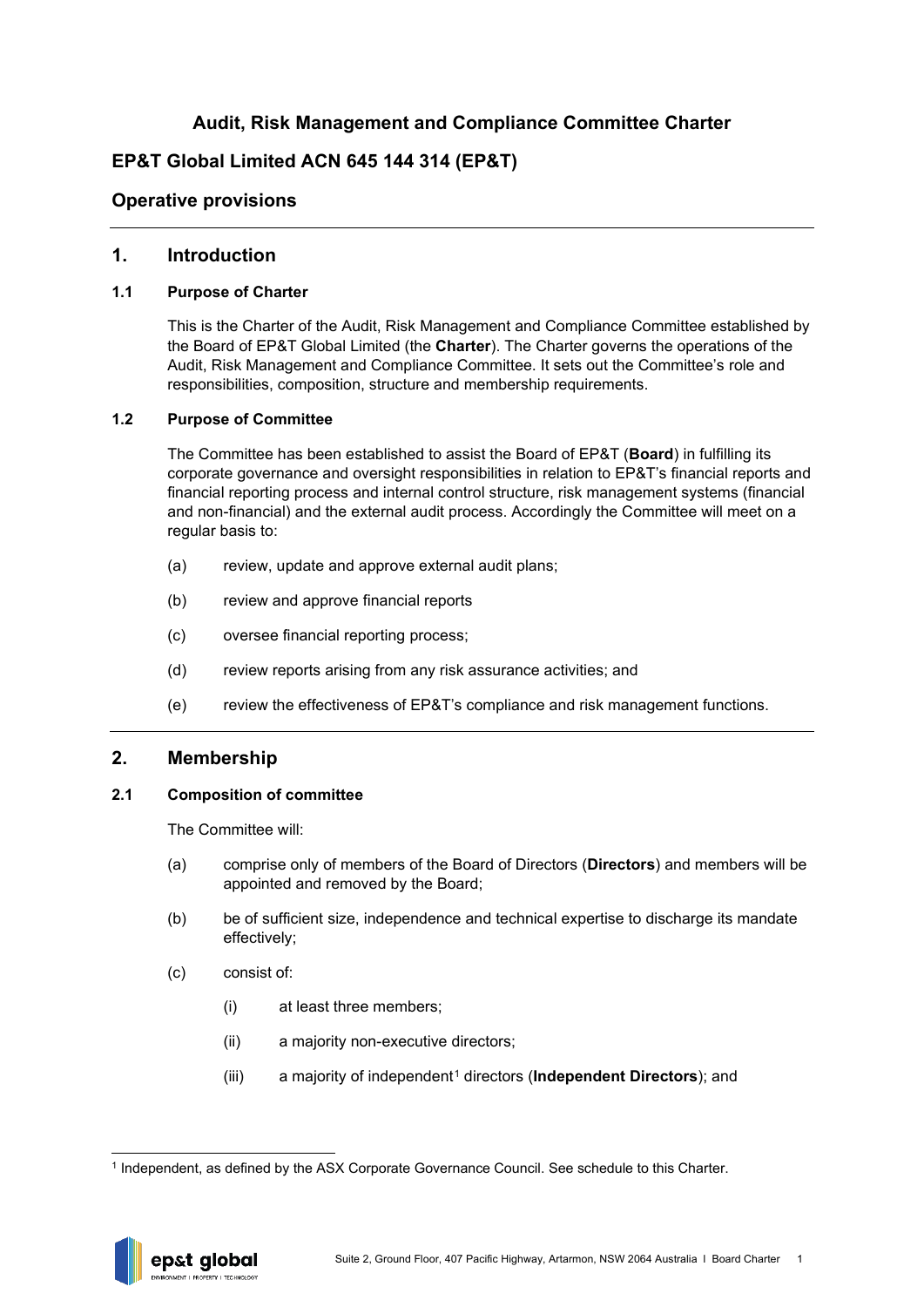# Audit, Risk Management and Compliance Committee Charter

## EP&T Global Limited ACN 645 144 314 (EP&T)

## Operative provisions

## 1. Introduction

### 1.1 Purpose of Charter

This is the Charter of the Audit, Risk Management and Compliance Committee established by the Board of EP&T Global Limited (the **Charter**). The Charter governs the operations of the Audit, Risk Management and Compliance Committee. It sets out the Committee's role and responsibilities, composition, structure and membership requirements.

### 1.2 Purpose of Committee

The Committee has been established to assist the Board of EP&T (**Board**) in fulfilling its corporate governance and oversight responsibilities in relation to EP&T's financial reports and financial reporting process and internal control structure, risk management systems (financial and non-financial) and the external audit process. Accordingly the Committee will meet on a regular basis to:

(a) review, update and approve external audit plans;

(b) review and approve financial reports

(c) oversee financial reporting process;

(d) review reports arising from any risk assurance activities; and

(e) review the effectiveness of EP&T's compliance and risk management functions.

## 2. Membership

### 2.1 Composition of committee

The Committee will:

(a) comprise only of members of the Board of Directors (**Directors**) and members will be appointed and removed by the Board;

(b) be of sufficient size, independence and technical expertise to discharge its mandate effectively;

(c) consist of:

(i) at least three members;

(ii) a majority non-executive directors;

(iii) a majority of independent[1] directors (**Independent Directors**); and

[1] Independent, as defined by the ASX Corporate Governance Council. See schedule to this Charter.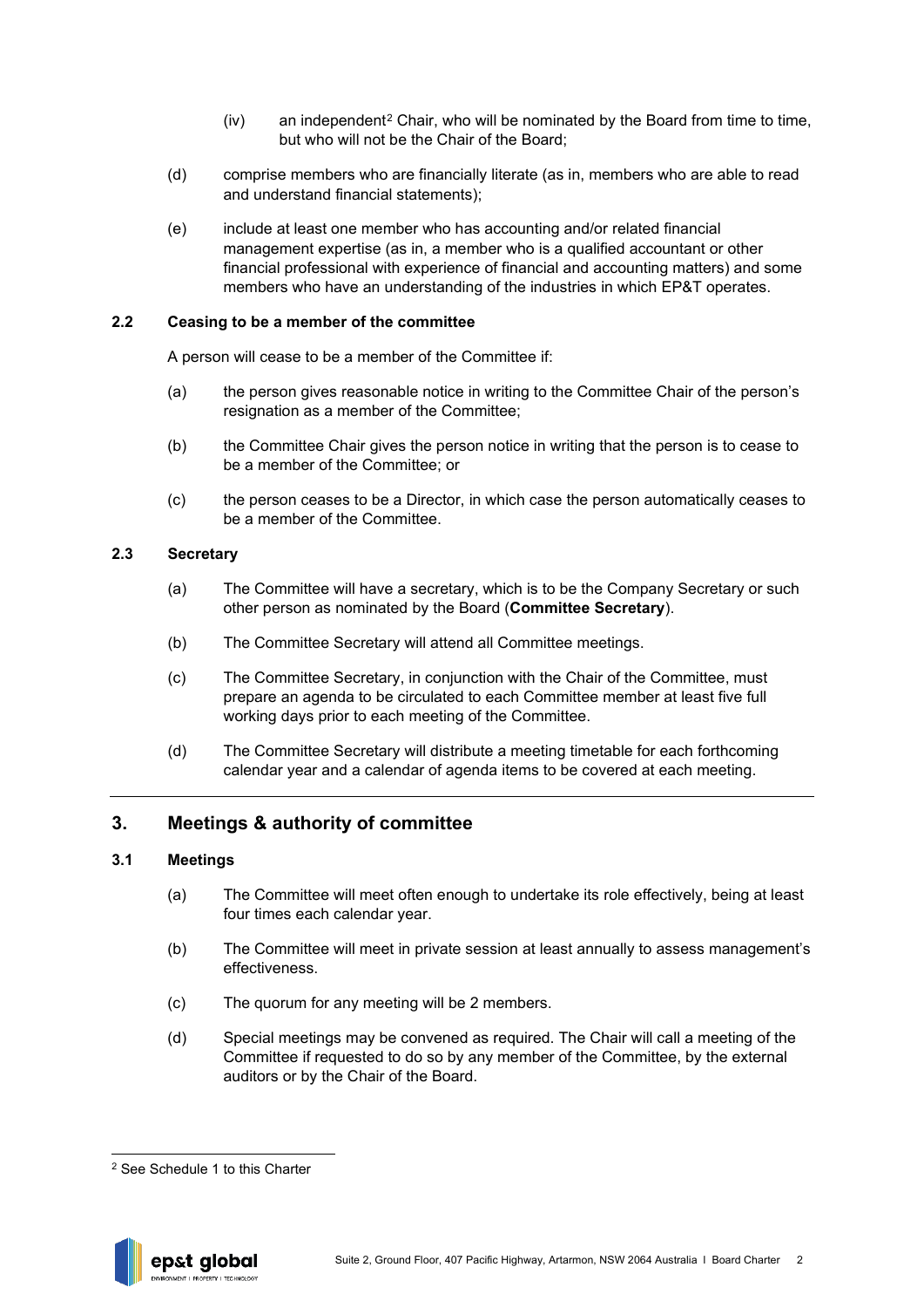(iv) an independent[2] Chair, who will be nominated by the Board from time to time, but who will not be the Chair of the Board;

(d) comprise members who are financially literate (as in, members who are able to read and understand financial statements);

(e) include at least one member who has accounting and/or related financial management expertise (as in, a member who is a qualified accountant or other financial professional with experience of financial and accounting matters) and some members who have an understanding of the industries in which EP&T operates.

### 2.2 Ceasing to be a member of the committee

A person will cease to be a member of the Committee if:

(a) the person gives reasonable notice in writing to the Committee Chair of the person's resignation as a member of the Committee;

(b) the Committee Chair gives the person notice in writing that the person is to cease to be a member of the Committee; or

(c) the person ceases to be a Director, in which case the person automatically ceases to be a member of the Committee.

### 2.3 Secretary

(a) The Committee will have a secretary, which is to be the Company Secretary or such other person as nominated by the Board (**Committee Secretary**).

(b) The Committee Secretary will attend all Committee meetings.

(c) The Committee Secretary, in conjunction with the Chair of the Committee, must prepare an agenda to be circulated to each Committee member at least five full working days prior to each meeting of the Committee.

(d) The Committee Secretary will distribute a meeting timetable for each forthcoming calendar year and a calendar of agenda items to be covered at each meeting.

## 3. Meetings & authority of committee

### 3.1 Meetings

(a) The Committee will meet often enough to undertake its role effectively, being at least four times each calendar year.

(b) The Committee will meet in private session at least annually to assess management's effectiveness.

(c) The quorum for any meeting will be 2 members.

(d) Special meetings may be convened as required. The Chair will call a meeting of the Committee if requested to do so by any member of the Committee, by the external auditors or by the Chair of the Board.

---

[2] See Schedule 1 to this Charter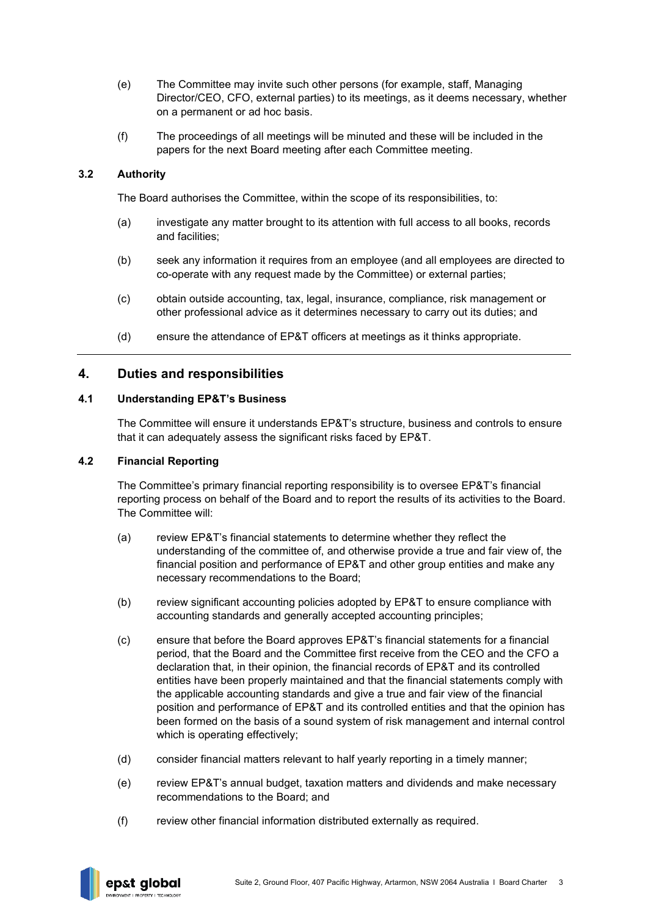(e) The Committee may invite such other persons (for example, staff, Managing Director/CEO, CFO, external parties) to its meetings, as it deems necessary, whether on a permanent or ad hoc basis.

(f) The proceedings of all meetings will be minuted and these will be included in the papers for the next Board meeting after each Committee meeting.

### 3.2 Authority

The Board authorises the Committee, within the scope of its responsibilities, to:

(a) investigate any matter brought to its attention with full access to all books, records and facilities;

(b) seek any information it requires from an employee (and all employees are directed to co-operate with any request made by the Committee) or external parties;

(c) obtain outside accounting, tax, legal, insurance, compliance, risk management or other professional advice as it determines necessary to carry out its duties; and

(d) ensure the attendance of EP&T officers at meetings as it thinks appropriate.

## 4. Duties and responsibilities

### 4.1 Understanding EP&T's Business

The Committee will ensure it understands EP&T's structure, business and controls to ensure that it can adequately assess the significant risks faced by EP&T.

### 4.2 Financial Reporting

The Committee's primary financial reporting responsibility is to oversee EP&T's financial reporting process on behalf of the Board and to report the results of its activities to the Board. The Committee will:

(a) review EP&T's financial statements to determine whether they reflect the understanding of the committee of, and otherwise provide a true and fair view of, the financial position and performance of EP&T and other group entities and make any necessary recommendations to the Board;

(b) review significant accounting policies adopted by EP&T to ensure compliance with accounting standards and generally accepted accounting principles;

(c) ensure that before the Board approves EP&T's financial statements for a financial period, that the Board and the Committee first receive from the CEO and the CFO a declaration that, in their opinion, the financial records of EP&T and its controlled entities have been properly maintained and that the financial statements comply with the applicable accounting standards and give a true and fair view of the financial position and performance of EP&T and its controlled entities and that the opinion has been formed on the basis of a sound system of risk management and internal control which is operating effectively;

(d) consider financial matters relevant to half yearly reporting in a timely manner;

(e) review EP&T's annual budget, taxation matters and dividends and make necessary recommendations to the Board; and

(f) review other financial information distributed externally as required.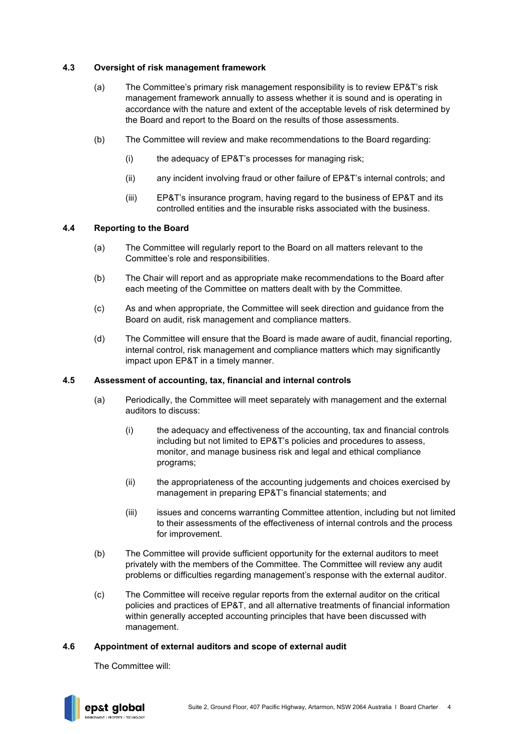#### 4.3 Oversight of risk management framework

(a) The Committee's primary risk management responsibility is to review EP&T's risk management framework annually to assess whether it is sound and is operating in accordance with the nature and extent of the acceptable levels of risk determined by the Board and report to the Board on the results of those assessments.

(b) The Committee will review and make recommendations to the Board regarding:

(i) the adequacy of EP&T's processes for managing risk;

(ii) any incident involving fraud or other failure of EP&T's internal controls; and

(iii) EP&T's insurance program, having regard to the business of EP&T and its controlled entities and the insurable risks associated with the business.

#### 4.4 Reporting to the Board

(a) The Committee will regularly report to the Board on all matters relevant to the Committee's role and responsibilities.

(b) The Chair will report and as appropriate make recommendations to the Board after each meeting of the Committee on matters dealt with by the Committee.

(c) As and when appropriate, the Committee will seek direction and guidance from the Board on audit, risk management and compliance matters.

(d) The Committee will ensure that the Board is made aware of audit, financial reporting, internal control, risk management and compliance matters which may significantly impact upon EP&T in a timely manner.

#### 4.5 Assessment of accounting, tax, financial and internal controls

(a) Periodically, the Committee will meet separately with management and the external auditors to discuss:

(i) the adequacy and effectiveness of the accounting, tax and financial controls including but not limited to EP&T's policies and procedures to assess, monitor, and manage business risk and legal and ethical compliance programs;

(ii) the appropriateness of the accounting judgements and choices exercised by management in preparing EP&T's financial statements; and

(iii) issues and concerns warranting Committee attention, including but not limited to their assessments of the effectiveness of internal controls and the process for improvement.

(b) The Committee will provide sufficient opportunity for the external auditors to meet privately with the members of the Committee. The Committee will review any audit problems or difficulties regarding management's response with the external auditor.

(c) The Committee will receive regular reports from the external auditor on the critical policies and practices of EP&T, and all alternative treatments of financial information within generally accepted accounting principles that have been discussed with management.

#### 4.6 Appointment of external auditors and scope of external audit

The Committee will: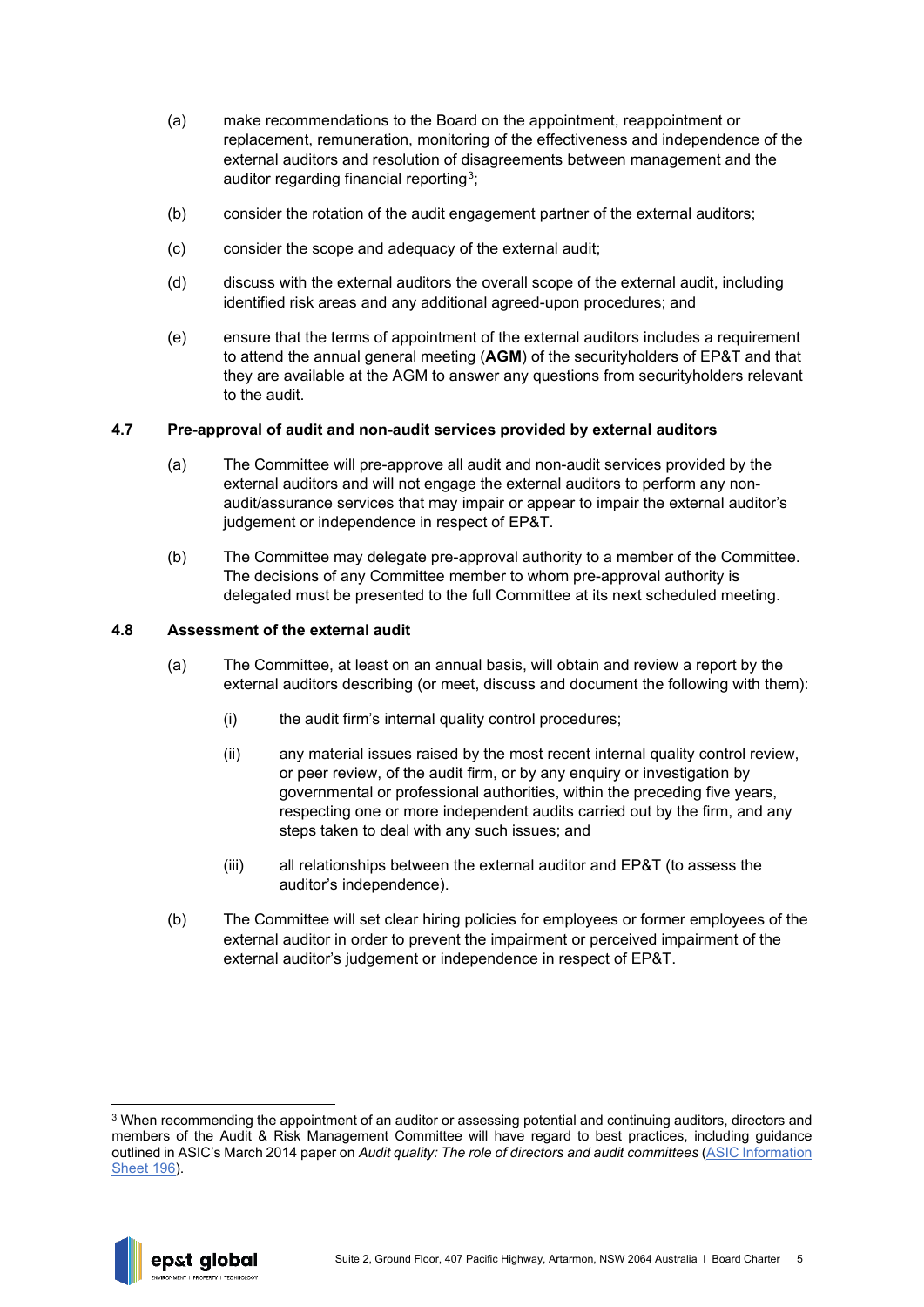(a) make recommendations to the Board on the appointment, reappointment or replacement, remuneration, monitoring of the effectiveness and independence of the external auditors and resolution of disagreements between management and the auditor regarding financial reporting[3];

(b) consider the rotation of the audit engagement partner of the external auditors;

(c) consider the scope and adequacy of the external audit;

(d) discuss with the external auditors the overall scope of the external audit, including identified risk areas and any additional agreed-upon procedures; and

(e) ensure that the terms of appointment of the external auditors includes a requirement to attend the annual general meeting (**AGM**) of the securityholders of EP&T and that they are available at the AGM to answer any questions from securityholders relevant to the audit.

### 4.7 Pre-approval of audit and non-audit services provided by external auditors

(a) The Committee will pre-approve all audit and non-audit services provided by the external auditors and will not engage the external auditors to perform any non-audit/assurance services that may impair or appear to impair the external auditor's judgement or independence in respect of EP&T.

(b) The Committee may delegate pre-approval authority to a member of the Committee. The decisions of any Committee member to whom pre-approval authority is delegated must be presented to the full Committee at its next scheduled meeting.

### 4.8 Assessment of the external audit

(a) The Committee, at least on an annual basis, will obtain and review a report by the external auditors describing (or meet, discuss and document the following with them):

  (i) the audit firm's internal quality control procedures;

  (ii) any material issues raised by the most recent internal quality control review, or peer review, of the audit firm, or by any enquiry or investigation by governmental or professional authorities, within the preceding five years, respecting one or more independent audits carried out by the firm, and any steps taken to deal with any such issues; and

  (iii) all relationships between the external auditor and EP&T (to assess the auditor's independence).

(b) The Committee will set clear hiring policies for employees or former employees of the external auditor in order to prevent the impairment or perceived impairment of the external auditor's judgement or independence in respect of EP&T.

---

[3] When recommending the appointment of an auditor or assessing potential and continuing auditors, directors and members of the Audit & Risk Management Committee will have regard to best practices, including guidance outlined in ASIC's March 2014 paper on *Audit quality: The role of directors and audit committees* (ASIC Information Sheet 196).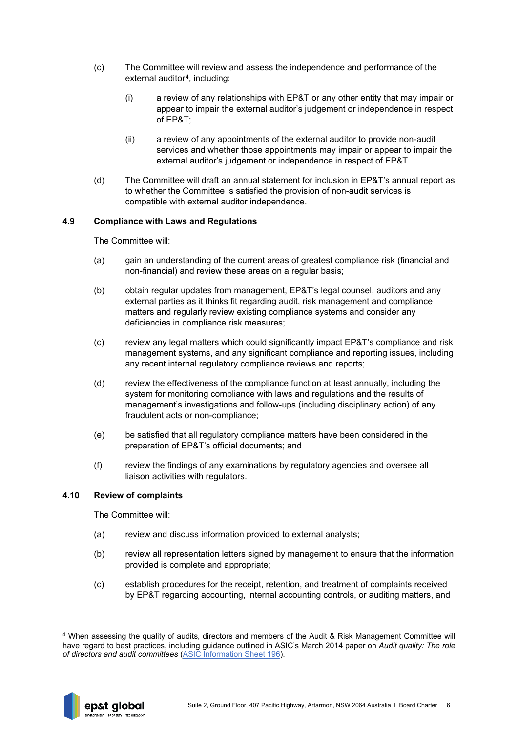(c) The Committee will review and assess the independence and performance of the external auditor[4], including:

   (i) a review of any relationships with EP&T or any other entity that may impair or appear to impair the external auditor's judgement or independence in respect of EP&T;

   (ii) a review of any appointments of the external auditor to provide non-audit services and whether those appointments may impair or appear to impair the external auditor's judgement or independence in respect of EP&T.

(d) The Committee will draft an annual statement for inclusion in EP&T's annual report as to whether the Committee is satisfied the provision of non-audit services is compatible with external auditor independence.

### 4.9 Compliance with Laws and Regulations

The Committee will:

(a) gain an understanding of the current areas of greatest compliance risk (financial and non-financial) and review these areas on a regular basis;

(b) obtain regular updates from management, EP&T's legal counsel, auditors and any external parties as it thinks fit regarding audit, risk management and compliance matters and regularly review existing compliance systems and consider any deficiencies in compliance risk measures;

(c) review any legal matters which could significantly impact EP&T's compliance and risk management systems, and any significant compliance and reporting issues, including any recent internal regulatory compliance reviews and reports;

(d) review the effectiveness of the compliance function at least annually, including the system for monitoring compliance with laws and regulations and the results of management's investigations and follow-ups (including disciplinary action) of any fraudulent acts or non-compliance;

(e) be satisfied that all regulatory compliance matters have been considered in the preparation of EP&T's official documents; and

(f) review the findings of any examinations by regulatory agencies and oversee all liaison activities with regulators.

### 4.10 Review of complaints

The Committee will:

(a) review and discuss information provided to external analysts;

(b) review all representation letters signed by management to ensure that the information provided is complete and appropriate;

(c) establish procedures for the receipt, retention, and treatment of complaints received by EP&T regarding accounting, internal accounting controls, or auditing matters, and

---

[4] When assessing the quality of audits, directors and members of the Audit & Risk Management Committee will have regard to best practices, including guidance outlined in ASIC's March 2014 paper on *Audit quality: The role of directors and audit committees* (ASIC Information Sheet 196).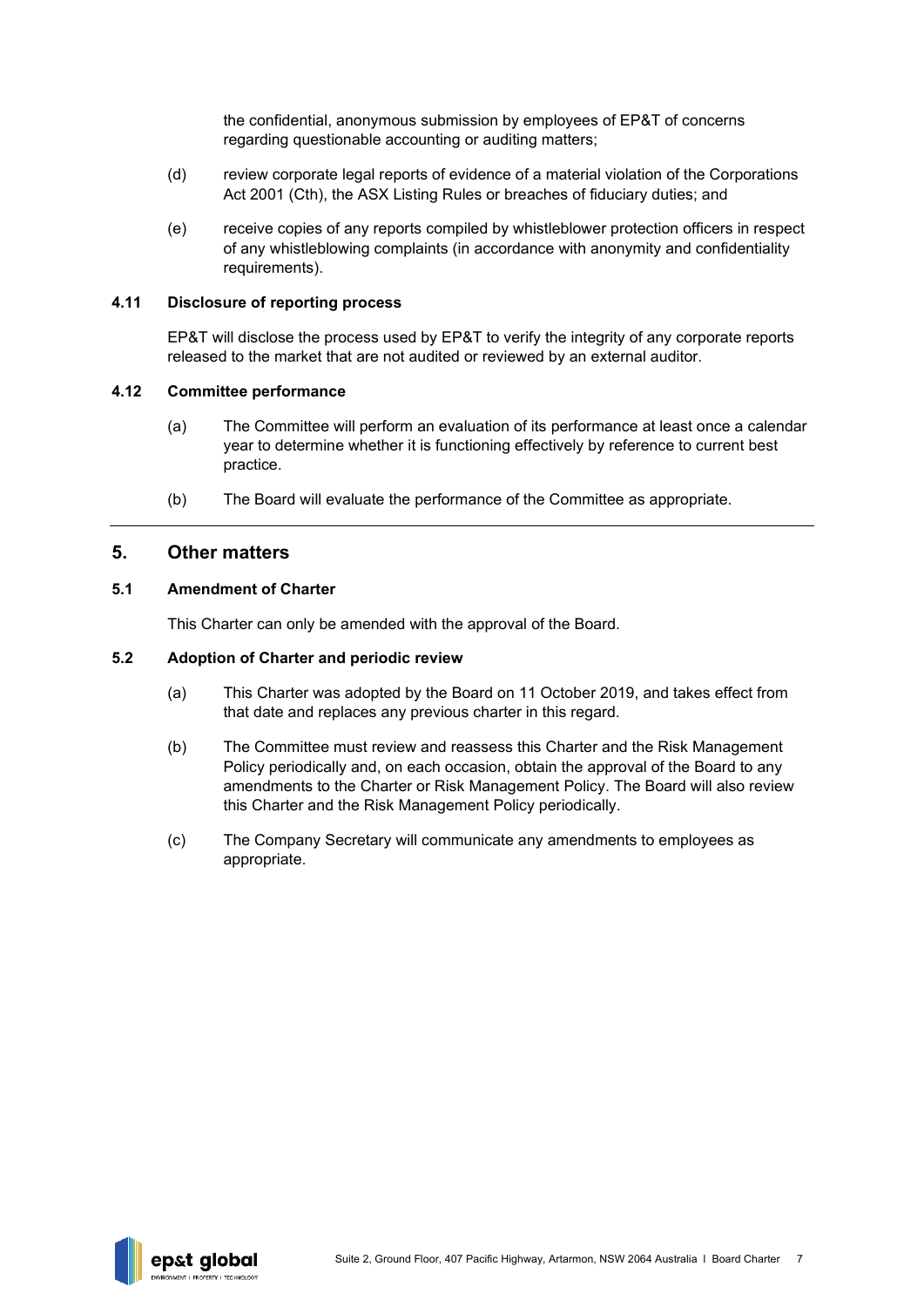the confidential, anonymous submission by employees of EP&T of concerns regarding questionable accounting or auditing matters;

(d) review corporate legal reports of evidence of a material violation of the Corporations Act 2001 (Cth), the ASX Listing Rules or breaches of fiduciary duties; and

(e) receive copies of any reports compiled by whistleblower protection officers in respect of any whistleblowing complaints (in accordance with anonymity and confidentiality requirements).

### 4.11 Disclosure of reporting process

EP&T will disclose the process used by EP&T to verify the integrity of any corporate reports released to the market that are not audited or reviewed by an external auditor.

### 4.12 Committee performance

(a) The Committee will perform an evaluation of its performance at least once a calendar year to determine whether it is functioning effectively by reference to current best practice.

(b) The Board will evaluate the performance of the Committee as appropriate.

## 5. Other matters

### 5.1 Amendment of Charter

This Charter can only be amended with the approval of the Board.

### 5.2 Adoption of Charter and periodic review

(a) This Charter was adopted by the Board on 11 October 2019, and takes effect from that date and replaces any previous charter in this regard.

(b) The Committee must review and reassess this Charter and the Risk Management Policy periodically and, on each occasion, obtain the approval of the Board to any amendments to the Charter or Risk Management Policy. The Board will also review this Charter and the Risk Management Policy periodically.

(c) The Company Secretary will communicate any amendments to employees as appropriate.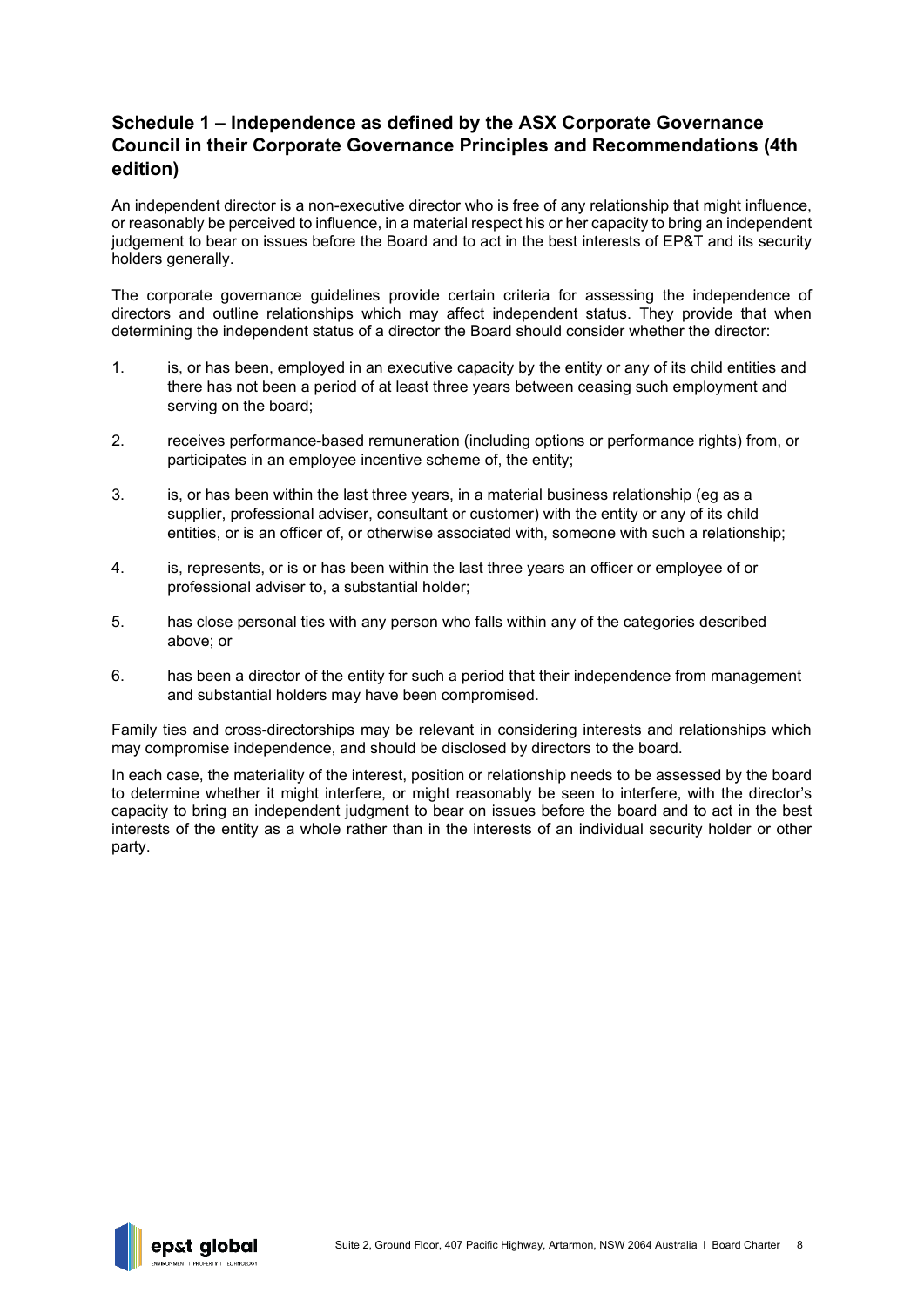## Schedule 1 – Independence as defined by the ASX Corporate Governance Council in their Corporate Governance Principles and Recommendations (4th edition)

An independent director is a non-executive director who is free of any relationship that might influence, or reasonably be perceived to influence, in a material respect his or her capacity to bring an independent judgement to bear on issues before the Board and to act in the best interests of EP&T and its security holders generally.

The corporate governance guidelines provide certain criteria for assessing the independence of directors and outline relationships which may affect independent status. They provide that when determining the independent status of a director the Board should consider whether the director:

1. is, or has been, employed in an executive capacity by the entity or any of its child entities and there has not been a period of at least three years between ceasing such employment and serving on the board;
2. receives performance-based remuneration (including options or performance rights) from, or participates in an employee incentive scheme of, the entity;
3. is, or has been within the last three years, in a material business relationship (eg as a supplier, professional adviser, consultant or customer) with the entity or any of its child entities, or is an officer of, or otherwise associated with, someone with such a relationship;
4. is, represents, or is or has been within the last three years an officer or employee of or professional adviser to, a substantial holder;
5. has close personal ties with any person who falls within any of the categories described above; or
6. has been a director of the entity for such a period that their independence from management and substantial holders may have been compromised.

Family ties and cross-directorships may be relevant in considering interests and relationships which may compromise independence, and should be disclosed by directors to the board.

In each case, the materiality of the interest, position or relationship needs to be assessed by the board to determine whether it might interfere, or might reasonably be seen to interfere, with the director's capacity to bring an independent judgment to bear on issues before the board and to act in the best interests of the entity as a whole rather than in the interests of an individual security holder or other party.